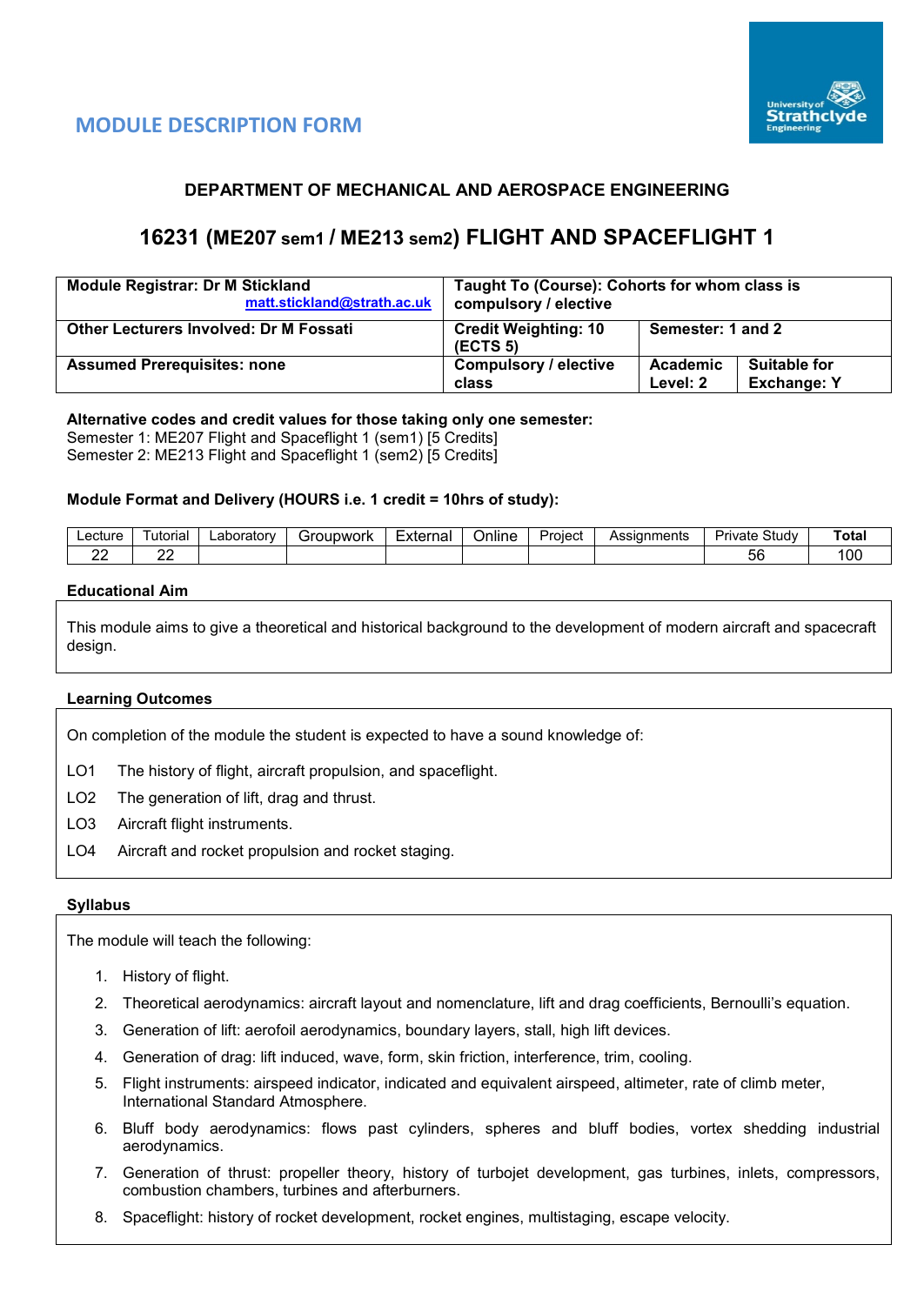# MODULE DESCRIPTION FORM

## DEPARTMENT OF MECHANICAL AND AEROSPACE ENGINEERING

## 16231 (ME207 sem1 / ME213 sem2) FLIGHT AND SPACEFLIGHT 1

| **Module Registrar: Dr M Stickland** matt.stickland@strath.ac.uk | **Taught To (Course): Cohorts for whom class is compulsory / elective** | | |
|---|---|---|---|
| **Other Lecturers Involved: Dr M Fossati** | **Credit Weighting: 10 (ECTS 5)** | **Semester: 1 and 2** | |
| **Assumed Prerequisites: none** | **Compulsory / elective class** | **Academic Level: 2** | **Suitable for Exchange: Y** |

**Alternative codes and credit values for those taking only one semester:**
Semester 1: ME207 Flight and Spaceflight 1 (sem1) [5 Credits]
Semester 2: ME213 Flight and Spaceflight 1 (sem2) [5 Credits]

**Module Format and Delivery (HOURS i.e. 1 credit = 10hrs of study):**

| Lecture | Tutorial | Laboratory | Groupwork | External | Online | Project | Assignments | Private Study | **Total** |
|---|---|---|---|---|---|---|---|---|---|
| 22 | 22 | | | | | | | 56 | 100 |

**Educational Aim**

This module aims to give a theoretical and historical background to the development of modern aircraft and spacecraft design.

**Learning Outcomes**

On completion of the module the student is expected to have a sound knowledge of:

- LO1 The history of flight, aircraft propulsion, and spaceflight.
- LO2 The generation of lift, drag and thrust.
- LO3 Aircraft flight instruments.
- LO4 Aircraft and rocket propulsion and rocket staging.

**Syllabus**

The module will teach the following:

1. History of flight.
2. Theoretical aerodynamics: aircraft layout and nomenclature, lift and drag coefficients, Bernoulli's equation.
3. Generation of lift: aerofoil aerodynamics, boundary layers, stall, high lift devices.
4. Generation of drag: lift induced, wave, form, skin friction, interference, trim, cooling.
5. Flight instruments: airspeed indicator, indicated and equivalent airspeed, altimeter, rate of climb meter, International Standard Atmosphere.
6. Bluff body aerodynamics: flows past cylinders, spheres and bluff bodies, vortex shedding industrial aerodynamics.
7. Generation of thrust: propeller theory, history of turbojet development, gas turbines, inlets, compressors, combustion chambers, turbines and afterburners.
8. Spaceflight: history of rocket development, rocket engines, multistaging, escape velocity.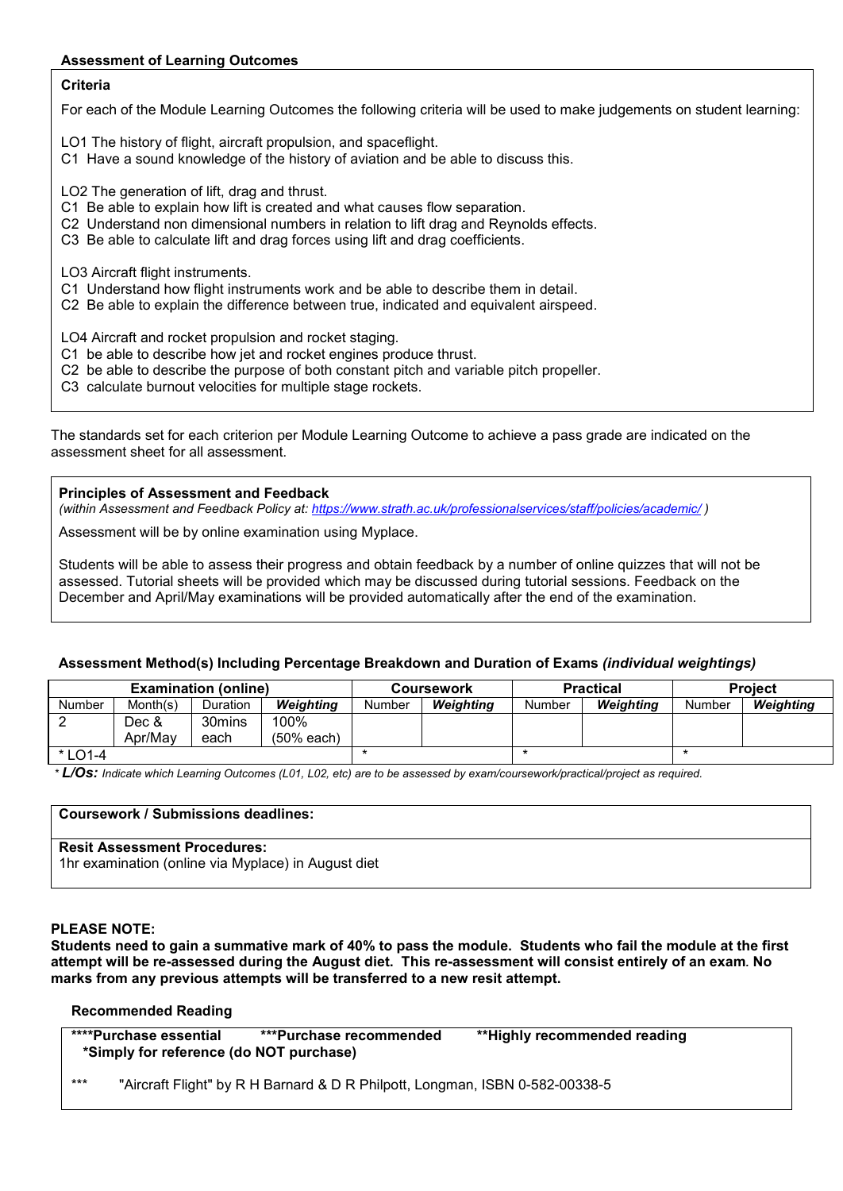### Assessment of Learning Outcomes

**Criteria**

For each of the Module Learning Outcomes the following criteria will be used to make judgements on student learning:

LO1 The history of flight, aircraft propulsion, and spaceflight.
C1 Have a sound knowledge of the history of aviation and be able to discuss this.

LO2 The generation of lift, drag and thrust.
C1 Be able to explain how lift is created and what causes flow separation.
C2 Understand non dimensional numbers in relation to lift drag and Reynolds effects.
C3 Be able to calculate lift and drag forces using lift and drag coefficients.

LO3 Aircraft flight instruments.
C1 Understand how flight instruments work and be able to describe them in detail.
C2 Be able to explain the difference between true, indicated and equivalent airspeed.

LO4 Aircraft and rocket propulsion and rocket staging.
C1 be able to describe how jet and rocket engines produce thrust.
C2 be able to describe the purpose of both constant pitch and variable pitch propeller.
C3 calculate burnout velocities for multiple stage rockets.

The standards set for each criterion per Module Learning Outcome to achieve a pass grade are indicated on the assessment sheet for all assessment.

**Principles of Assessment and Feedback**
*(within Assessment and Feedback Policy at: https://www.strath.ac.uk/professionalservices/staff/policies/academic/ )*

Assessment will be by online examination using Myplace.

Students will be able to assess their progress and obtain feedback by a number of online quizzes that will not be assessed. Tutorial sheets will be provided which may be discussed during tutorial sessions. Feedback on the December and April/May examinations will be provided automatically after the end of the examination.

### Assessment Method(s) Including Percentage Breakdown and Duration of Exams *(individual weightings)*

| Examination (online) | | | | Coursework | | Practical | | Project | |
|---|---|---|---|---|---|---|---|---|---|
| Number | Month(s) | Duration | ***Weighting*** | Number | ***Weighting*** | Number | ***Weighting*** | Number | ***Weighting*** |
| 2 | Dec & Apr/May | 30mins each | 100% (50% each) | | | | | | |
| * LO1-4 | | | | * | | * | | * | |

\* ***L/Os:*** *Indicate which Learning Outcomes (L01, L02, etc) are to be assessed by exam/coursework/practical/project as required.*

**Coursework / Submissions deadlines:**

**Resit Assessment Procedures:**
1hr examination (online via Myplace) in August diet

**PLEASE NOTE:**
**Students need to gain a summative mark of 40% to pass the module. Students who fail the module at the first attempt will be re-assessed during the August diet. This re-assessment will consist entirely of an exam. No marks from any previous attempts will be transferred to a new resit attempt.**

**Recommended Reading**

**\*\*\*\*Purchase essential** **\*\*\*Purchase recommended** **\*\*Highly recommended reading**
**\*Simply for reference (do NOT purchase)**

\*\*\* "Aircraft Flight" by R H Barnard & D R Philpott, Longman, ISBN 0-582-00338-5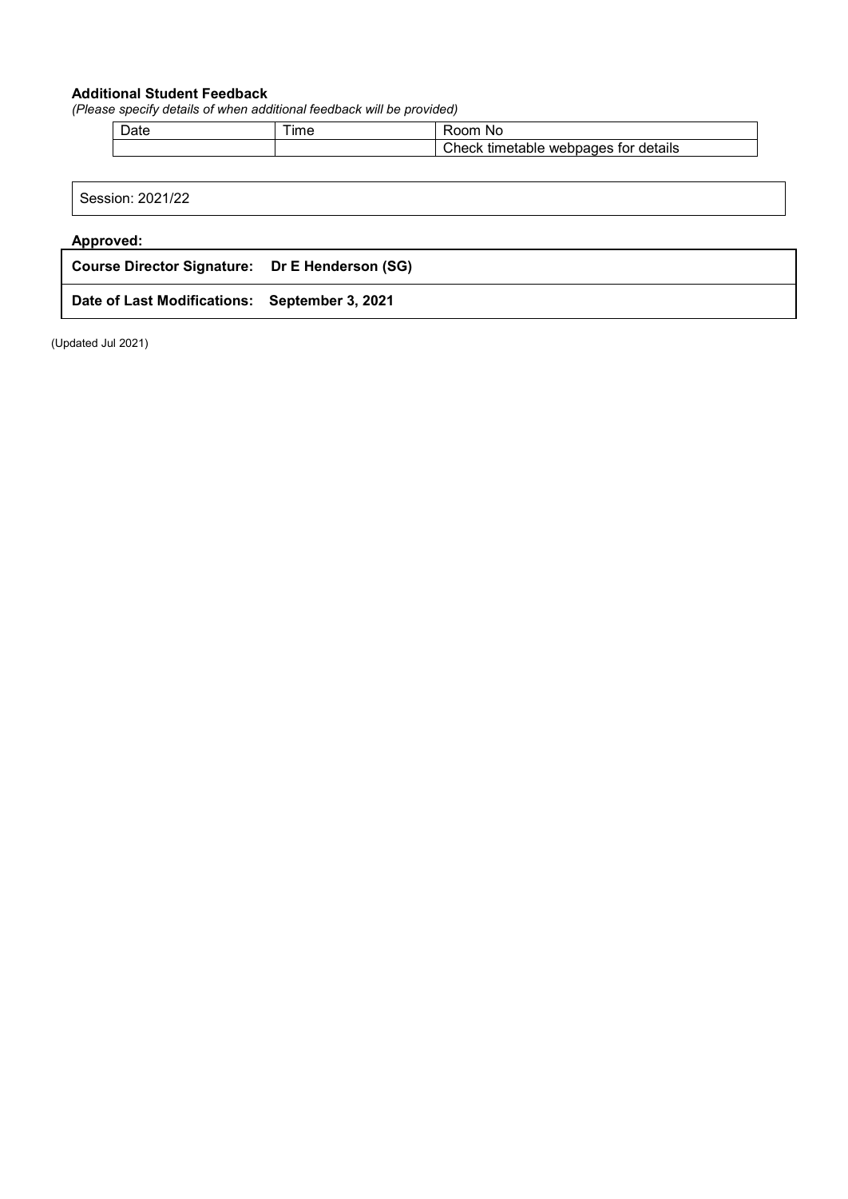**Additional Student Feedback**

*(Please specify details of when additional feedback will be provided)*

| Date | Time | Room No |
|---|---|---|
| | | Check timetable webpages for details |

Session: 2021/22

**Approved:**

| **Course Director Signature:** | **Dr E Henderson (SG)** |
|---|---|
| **Date of Last Modifications:** | **September 3, 2021** |

(Updated Jul 2021)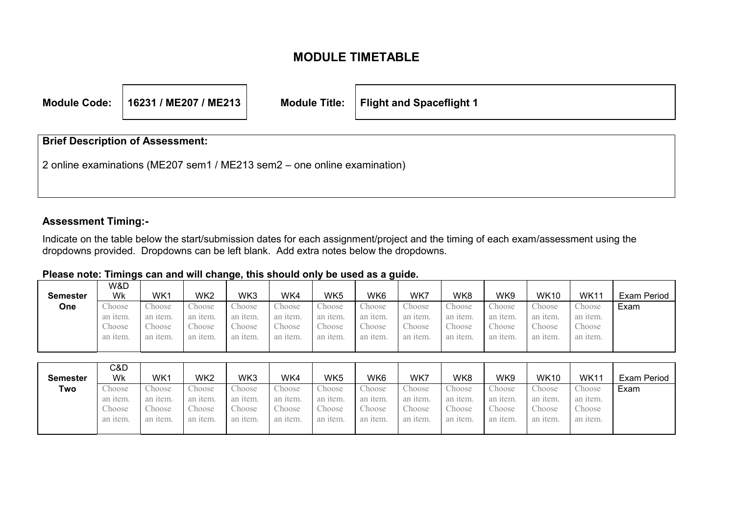# MODULE TIMETABLE

| Module Code: | 16231 / ME207 / ME213 | Module Title: | Flight and Spaceflight 1 |
|---|---|---|---|

**Brief Description of Assessment:**

2 online examinations (ME207 sem1 / ME213 sem2 – one online examination)

**Assessment Timing:-**

Indicate on the table below the start/submission dates for each assignment/project and the timing of each exam/assessment using the dropdowns provided. Dropdowns can be left blank. Add extra notes below the dropdowns.

**Please note: Timings can and will change, this should only be used as a guide.**

| Semester | W&D Wk | WK1 | WK2 | WK3 | WK4 | WK5 | WK6 | WK7 | WK8 | WK9 | WK10 | WK11 | Exam Period |
|---|---|---|---|---|---|---|---|---|---|---|---|---|---|
| **One** | Choose an item. Choose an item. | Choose an item. Choose an item. | Choose an item. Choose an item. | Choose an item. Choose an item. | Choose an item. Choose an item. | Choose an item. Choose an item. | Choose an item. Choose an item. | Choose an item. Choose an item. | Choose an item. Choose an item. | Choose an item. Choose an item. | Choose an item. Choose an item. | Choose an item. Choose an item. | Exam |

| Semester | C&D Wk | WK1 | WK2 | WK3 | WK4 | WK5 | WK6 | WK7 | WK8 | WK9 | WK10 | WK11 | Exam Period |
|---|---|---|---|---|---|---|---|---|---|---|---|---|---|
| **Two** | Choose an item. Choose an item. | Choose an item. Choose an item. | Choose an item. Choose an item. | Choose an item. Choose an item. | Choose an item. Choose an item. | Choose an item. Choose an item. | Choose an item. Choose an item. | Choose an item. Choose an item. | Choose an item. Choose an item. | Choose an item. Choose an item. | Choose an item. Choose an item. | Choose an item. Choose an item. | Exam |